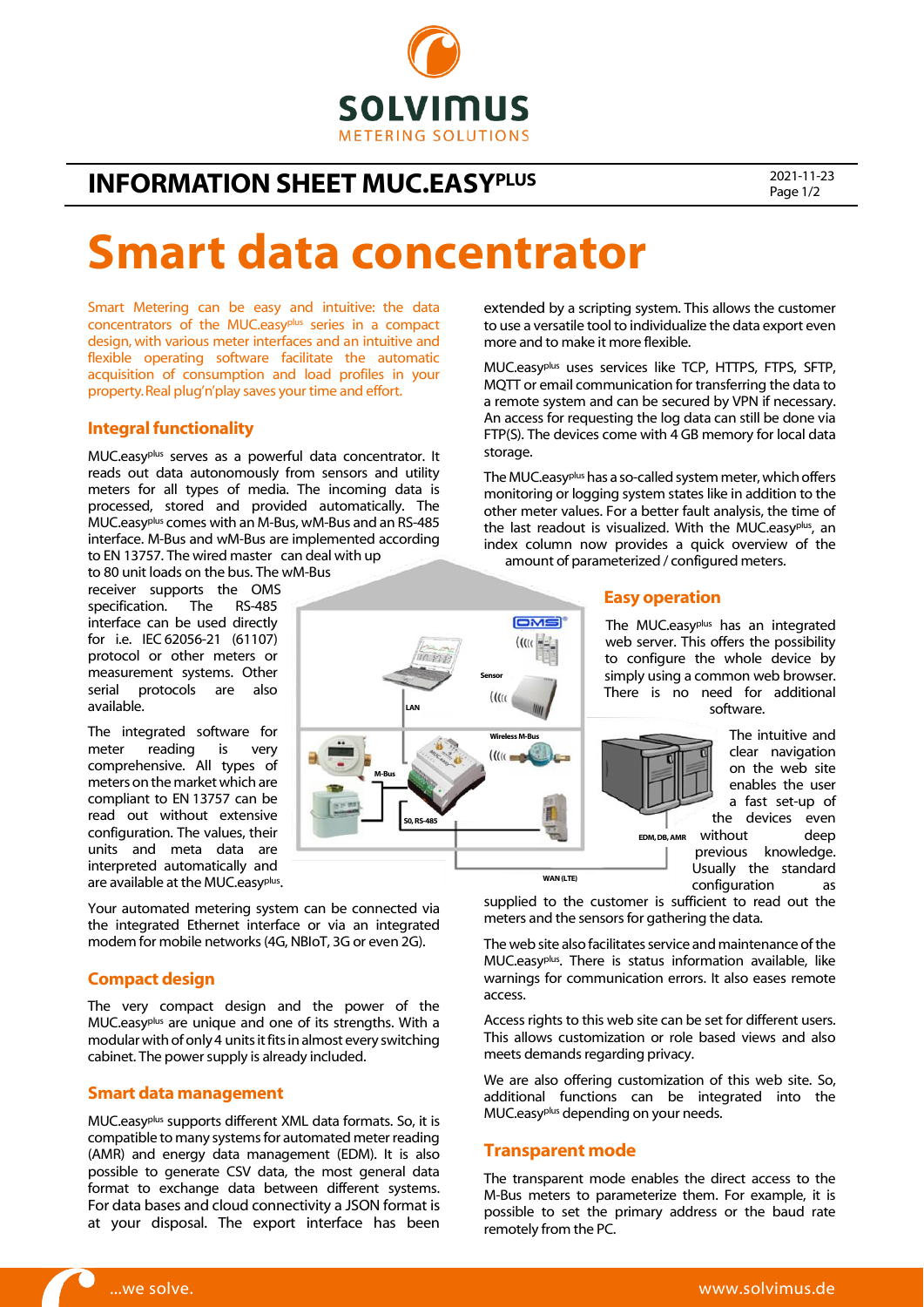# INFORMATION SHEET MUC.EASYPLUS

2021-11-23

# Smart data concentrator

Smart Metering can be easy and intuitive: the data concentrators of the MUC.easyplus series in a compact design, with various meter interfaces and an intuitive and flexible operating software facilitate the automatic acquisition of consumption and load profiles in your property. Real plug'n'play saves your time and effort.

## Integral functionality

MUC.easyplus serves as a powerful data concentrator. It reads out data autonomously from sensors and utility meters for all types of media. The incoming data is processed, stored and provided automatically. The MUC.easyplus comes with an M-Bus, wM-Bus and an RS-485 interface. M-Bus and wM-Bus are implemented according to EN 13757. The wired master can deal with up to 80 unit loads on the bus. The wM-Bus receiver supports the OMS specification. The RS-485 interface can be used directly for i.e. IEC 62056-21 (61107) protocol or other meters or measurement systems. Other serial protocols are also available.

The integrated software for meter reading is very comprehensive. All types of meters on the market which are compliant to EN 13757 can be read out without extensive configuration. The values, their units and meta data are interpreted automatically and are available at the MUC.easyplus.

Your automated metering system can be connected via the integrated Ethernet interface or via an integrated modem for mobile networks (4G, NBIoT, 3G or even 2G).

## Compact design

The very compact design and the power of the MUC.easyplus are unique and one of its strengths. With a modular with of only 4 units it fits in almost every switching cabinet. The power supply is already included.

## Smart data management

MUC.easyplus supports different XML data formats. So, it is compatible to many systems for automated meter reading (AMR) and energy data management (EDM). It is also possible to generate CSV data, the most general data format to exchange data between different systems. For data bases and cloud connectivity a JSON format is at your disposal. The export interface has been extended by a scripting system. This allows the customer to use a versatile tool to individualize the data export even more and to make it more flexible.

MUC.easyplus uses services like TCP, HTTPS, FTPS, SFTP, MQTT or email communication for transferring the data to a remote system and can be secured by VPN if necessary. An access for requesting the log data can still be done via FTP(S). The devices come with 4 GB memory for local data storage.

The MUC.easyplus has a so-called system meter, which offers monitoring or logging system states like in addition to the other meter values. For a better fault analysis, the time of the last readout is visualized. With the MUC.easyplus, an index column now provides a quick overview of the amount of parameterized / configured meters.

## Easy operation

The MUC.easyplus has an integrated web server. This offers the possibility to configure the whole device by simply using a common web browser. There is no need for additional software.

The intuitive and clear navigation on the web site enables the user a fast set-up of the devices even without deep previous knowledge. Usually the standard configuration as supplied to the customer is sufficient to read out the meters and the sensors for gathering the data.

The web site also facilitates service and maintenance of the MUC.easyplus. There is status information available, like warnings for communication errors. It also eases remote access.

Access rights to this web site can be set for different users. This allows customization or role based views and also meets demands regarding privacy.

We are also offering customization of this web site. So, additional functions can be integrated into the MUC.easyplus depending on your needs.

## Transparent mode

The transparent mode enables the direct access to the M-Bus meters to parameterize them. For example, it is possible to set the primary address or the baud rate remotely from the PC.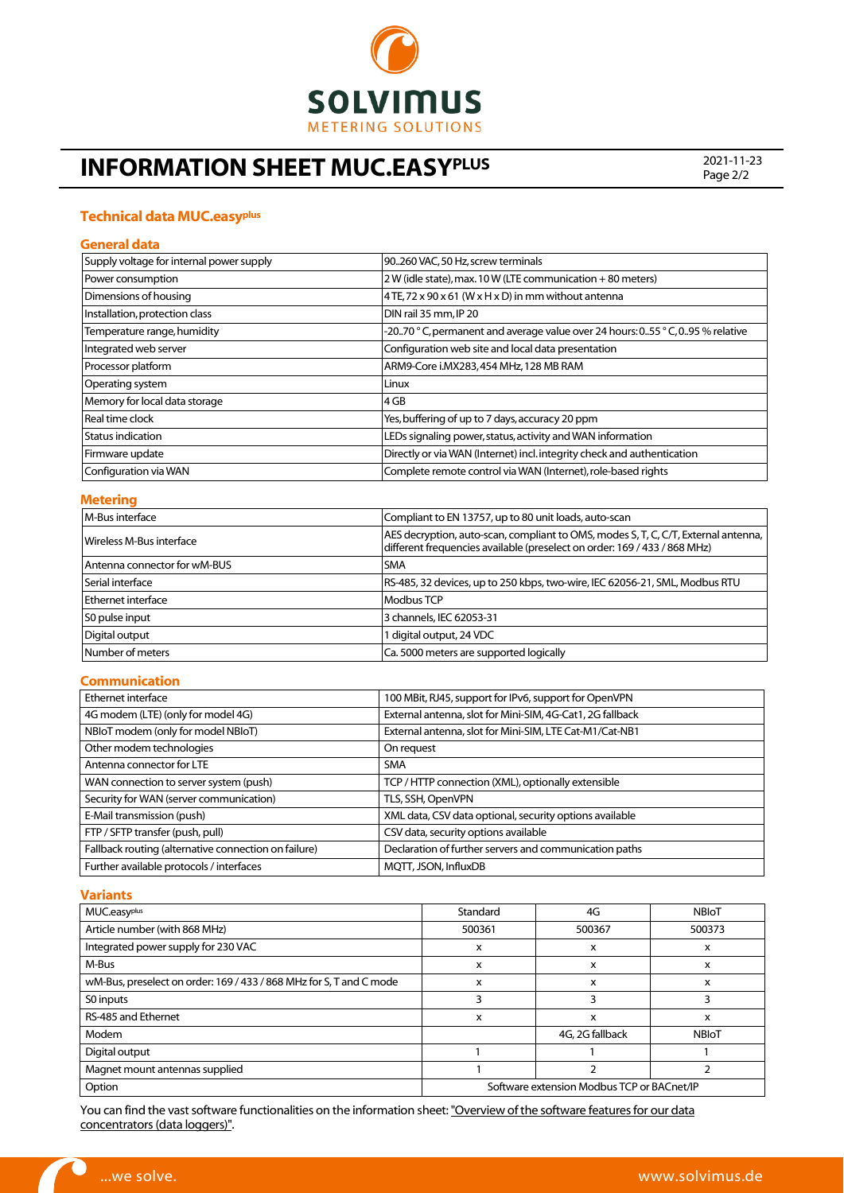# INFORMATION SHEET MUC.EASY$^{PLUS}$

2021-11-23

## Technical data MUC.easy$^{plus}$

### General data

| | |
|---|---|
| Supply voltage for internal power supply | 90..260 VAC, 50 Hz, screw terminals |
| Power consumption | 2 W (idle state), max. 10 W (LTE communication + 80 meters) |
| Dimensions of housing | 4 TE, 72 x 90 x 61 (W x H x D) in mm without antenna |
| Installation, protection class | DIN rail 35 mm, IP 20 |
| Temperature range, humidity | -20..70 ° C, permanent and average value over 24 hours: 0..55 ° C, 0..95 % relative |
| Integrated web server | Configuration web site and local data presentation |
| Processor platform | ARM9-Core i.MX283, 454 MHz, 128 MB RAM |
| Operating system | Linux |
| Memory for local data storage | 4 GB |
| Real time clock | Yes, buffering of up to 7 days, accuracy 20 ppm |
| Status indication | LEDs signaling power, status, activity and WAN information |
| Firmware update | Directly or via WAN (Internet) incl. integrity check and authentication |
| Configuration via WAN | Complete remote control via WAN (Internet), role-based rights |

### Metering

| | |
|---|---|
| M-Bus interface | Compliant to EN 13757, up to 80 unit loads, auto-scan |
| Wireless M-Bus interface | AES decryption, auto-scan, compliant to OMS, modes S, T, C, C/T, External antenna, different frequencies available (preselect on order: 169 / 433 / 868 MHz) |
| Antenna connector for wM-BUS | SMA |
| Serial interface | RS-485, 32 devices, up to 250 kbps, two-wire, IEC 62056-21, SML, Modbus RTU |
| Ethernet interface | Modbus TCP |
| S0 pulse input | 3 channels, IEC 62053-31 |
| Digital output | 1 digital output, 24 VDC |
| Number of meters | Ca. 5000 meters are supported logically |

### Communication

| | |
|---|---|
| Ethernet interface | 100 MBit, RJ45, support for IPv6, support for OpenVPN |
| 4G modem (LTE) (only for model 4G) | External antenna, slot for Mini-SIM, 4G-Cat1, 2G fallback |
| NBIoT modem (only for model NBIoT) | External antenna, slot for Mini-SIM, LTE Cat-M1/Cat-NB1 |
| Other modem technologies | On request |
| Antenna connector for LTE | SMA |
| WAN connection to server system (push) | TCP / HTTP connection (XML), optionally extensible |
| Security for WAN (server communication) | TLS, SSH, OpenVPN |
| E-Mail transmission (push) | XML data, CSV data optional, security options available |
| FTP / SFTP transfer (push, pull) | CSV data, security options available |
| Fallback routing (alternative connection on failure) | Declaration of further servers and communication paths |
| Further available protocols / interfaces | MQTT, JSON, InfluxDB |

### Variants

| MUC.easy$^{plus}$ | Standard | 4G | NBIoT |
|---|---|---|---|
| Article number (with 868 MHz) | 500361 | 500367 | 500373 |
| Integrated power supply for 230 VAC | x | x | x |
| M-Bus | x | x | x |
| wM-Bus, preselect on order: 169 / 433 / 868 MHz for S, T and C mode | x | x | x |
| S0 inputs | 3 | 3 | 3 |
| RS-485 and Ethernet | x | x | x |
| Modem | | 4G, 2G fallback | NBIoT |
| Digital output | 1 | 1 | 1 |
| Magnet mount antennas supplied | 1 | 2 | 2 |
| Option | Software extension Modbus TCP or BACnet/IP | | |

You can find the vast software functionalities on the information sheet: "Overview of the software features for our data concentrators (data loggers)".